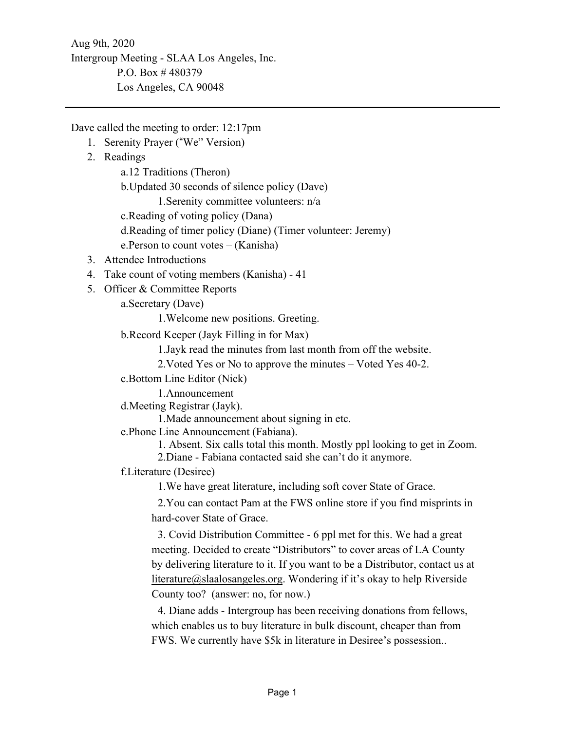Aug 9th, 2020
Intergroup Meeting - SLAA Los Angeles, Inc.
P.O. Box # 480379
Los Angeles, CA 90048

---

Dave called the meeting to order: 12:17pm

1. Serenity Prayer ("We" Version)
2. Readings
    - a.12 Traditions (Theron)
    - b.Updated 30 seconds of silence policy (Dave)
        - 1.Serenity committee volunteers: n/a
    - c.Reading of voting policy (Dana)
    - d.Reading of timer policy (Diane) (Timer volunteer: Jeremy)
    - e.Person to count votes – (Kanisha)
3. Attendee Introductions
4. Take count of voting members (Kanisha) - 41
5. Officer & Committee Reports
    - a.Secretary (Dave)
        - 1.Welcome new positions. Greeting.
    - b.Record Keeper (Jayk Filling in for Max)
        - 1.Jayk read the minutes from last month from off the website.
        - 2.Voted Yes or No to approve the minutes – Voted Yes 40-2.
    - c.Bottom Line Editor (Nick)
        - 1.Announcement
    - d.Meeting Registrar (Jayk).
        - 1.Made announcement about signing in etc.
    - e.Phone Line Announcement (Fabiana).
        - 1. Absent. Six calls total this month. Mostly ppl looking to get in Zoom.
        - 2.Diane - Fabiana contacted said she can't do it anymore.
    - f.Literature (Desiree)
        - 1.We have great literature, including soft cover State of Grace.
        - 2.You can contact Pam at the FWS online store if you find misprints in hard-cover State of Grace.
        - 3. Covid Distribution Committee - 6 ppl met for this. We had a great meeting. Decided to create "Distributors" to cover areas of LA County by delivering literature to it. If you want to be a Distributor, contact us at literature@slaalosangeles.org. Wondering if it's okay to help Riverside County too? (answer: no, for now.)
        - 4. Diane adds - Intergroup has been receiving donations from fellows, which enables us to buy literature in bulk discount, cheaper than from FWS. We currently have $5k in literature in Desiree's possession..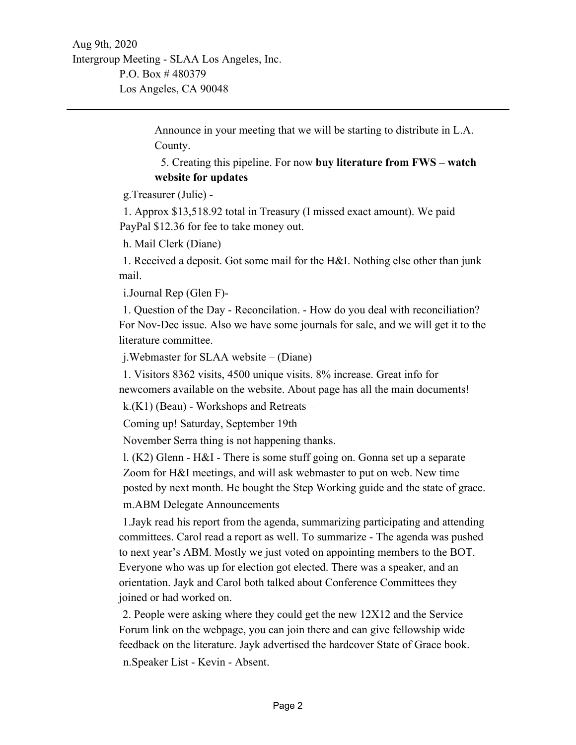Announce in your meeting that we will be starting to distribute in L.A. County.

5. Creating this pipeline. For now **buy literature from FWS – watch website for updates**

g. Treasurer (Julie) -

1. Approx $13,518.92 total in Treasury (I missed exact amount). We paid PayPal $12.36 for fee to take money out.

h. Mail Clerk (Diane)

1. Received a deposit. Got some mail for the H&I. Nothing else other than junk mail.

i. Journal Rep (Glen F)-

1. Question of the Day - Reconcilation. - How do you deal with reconciliation? For Nov-Dec issue. Also we have some journals for sale, and we will get it to the literature committee.

j. Webmaster for SLAA website – (Diane)

1. Visitors 8362 visits, 4500 unique visits. 8% increase. Great info for newcomers available on the website. About page has all the main documents!

k. (K1) (Beau) - Workshops and Retreats –

Coming up! Saturday, September 19th

November Serra thing is not happening thanks.

l. (K2) Glenn - H&I - There is some stuff going on. Gonna set up a separate Zoom for H&I meetings, and will ask webmaster to put on web. New time posted by next month. He bought the Step Working guide and the state of grace.

m. ABM Delegate Announcements

1. Jayk read his report from the agenda, summarizing participating and attending committees. Carol read a report as well. To summarize - The agenda was pushed to next year's ABM. Mostly we just voted on appointing members to the BOT. Everyone who was up for election got elected. There was a speaker, and an orientation. Jayk and Carol both talked about Conference Committees they joined or had worked on.

2. People were asking where they could get the new 12X12 and the Service Forum link on the webpage, you can join there and can give fellowship wide feedback on the literature. Jayk advertised the hardcover State of Grace book.

n. Speaker List - Kevin - Absent.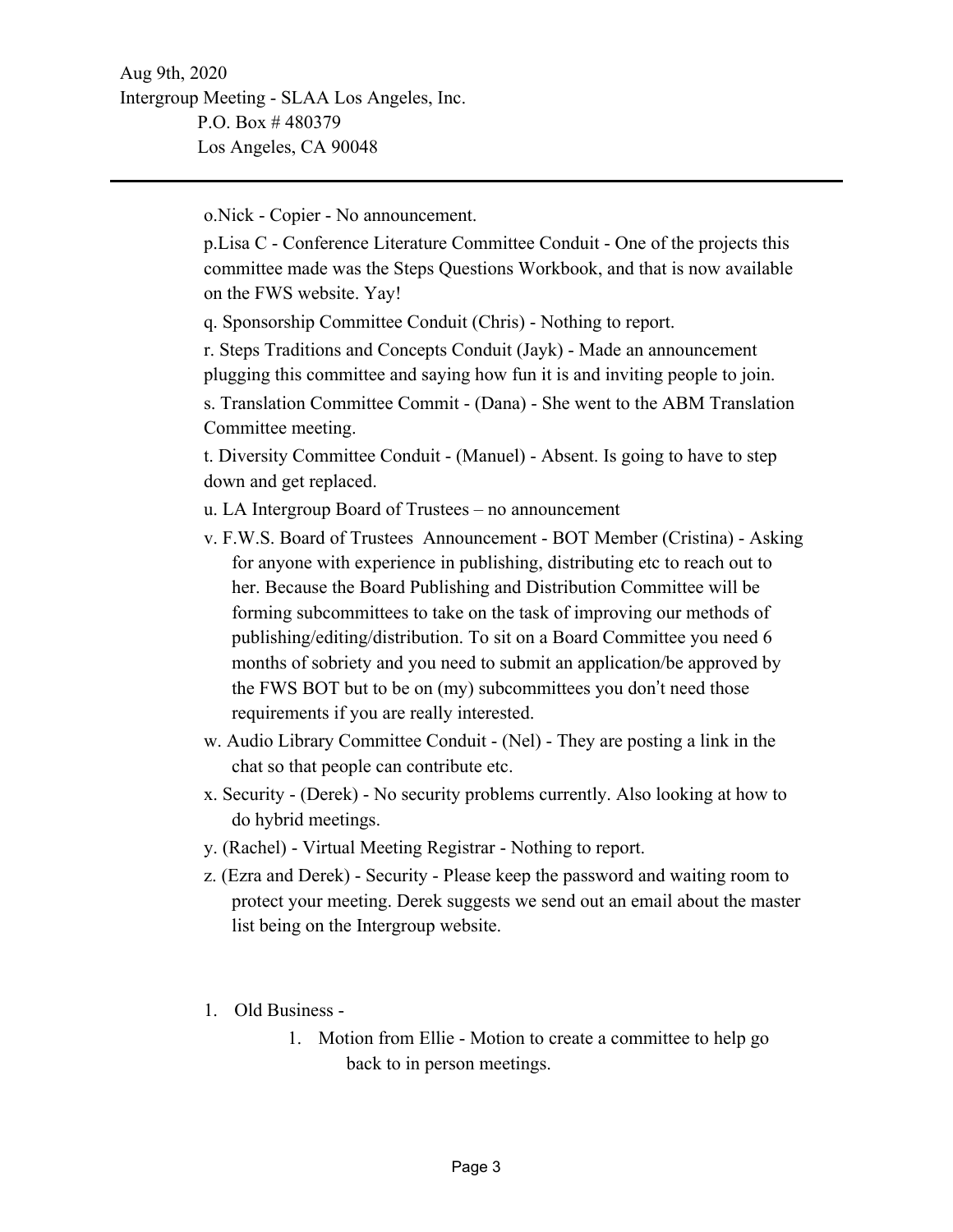o.Nick - Copier - No announcement.

p.Lisa C - Conference Literature Committee Conduit - One of the projects this committee made was the Steps Questions Workbook, and that is now available on the FWS website. Yay!

q. Sponsorship Committee Conduit (Chris) - Nothing to report.

r. Steps Traditions and Concepts Conduit (Jayk) - Made an announcement plugging this committee and saying how fun it is and inviting people to join.

s. Translation Committee Commit - (Dana) - She went to the ABM Translation Committee meeting.

t. Diversity Committee Conduit - (Manuel) - Absent. Is going to have to step down and get replaced.

u. LA Intergroup Board of Trustees – no announcement

v. F.W.S. Board of Trustees Announcement - BOT Member (Cristina) - Asking for anyone with experience in publishing, distributing etc to reach out to her. Because the Board Publishing and Distribution Committee will be forming subcommittees to take on the task of improving our methods of publishing/editing/distribution. To sit on a Board Committee you need 6 months of sobriety and you need to submit an application/be approved by the FWS BOT but to be on (my) subcommittees you don't need those requirements if you are really interested.

w. Audio Library Committee Conduit - (Nel) - They are posting a link in the chat so that people can contribute etc.

x. Security - (Derek) - No security problems currently. Also looking at how to do hybrid meetings.

y. (Rachel) - Virtual Meeting Registrar - Nothing to report.

z. (Ezra and Derek) - Security - Please keep the password and waiting room to protect your meeting. Derek suggests we send out an email about the master list being on the Intergroup website.

1. Old Business -
    1. Motion from Ellie - Motion to create a committee to help go back to in person meetings.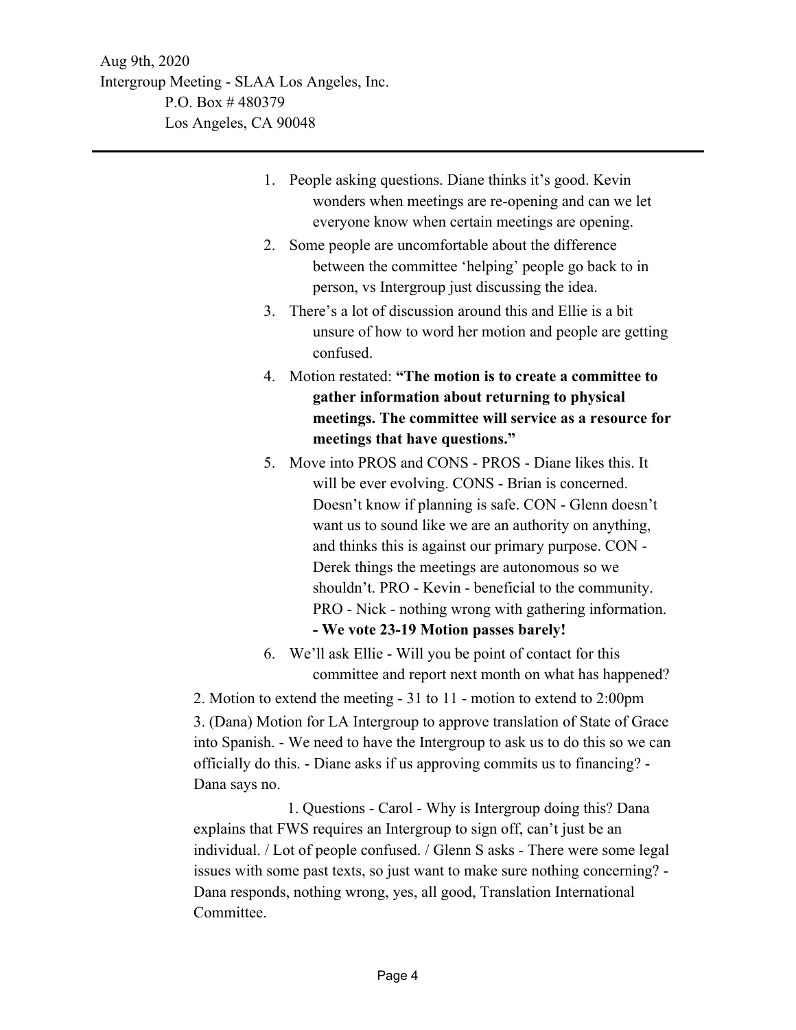1. People asking questions. Diane thinks it's good. Kevin wonders when meetings are re-opening and can we let everyone know when certain meetings are opening.
2. Some people are uncomfortable about the difference between the committee 'helping' people go back to in person, vs Intergroup just discussing the idea.
3. There's a lot of discussion around this and Ellie is a bit unsure of how to word her motion and people are getting confused.
4. Motion restated: **"The motion is to create a committee to gather information about returning to physical meetings. The committee will service as a resource for meetings that have questions."**
5. Move into PROS and CONS - PROS - Diane likes this. It will be ever evolving. CONS - Brian is concerned. Doesn't know if planning is safe. CON - Glenn doesn't want us to sound like we are an authority on anything, and thinks this is against our primary purpose. CON - Derek things the meetings are autonomous so we shouldn't. PRO - Kevin - beneficial to the community. PRO - Nick - nothing wrong with gathering information. **- We vote 23-19 Motion passes barely!**
6. We'll ask Ellie - Will you be point of contact for this committee and report next month on what has happened?

2. Motion to extend the meeting - 31 to 11 - motion to extend to 2:00pm

3. (Dana) Motion for LA Intergroup to approve translation of State of Grace into Spanish. - We need to have the Intergroup to ask us to do this so we can officially do this. - Diane asks if us approving commits us to financing? - Dana says no.

1. Questions - Carol - Why is Intergroup doing this? Dana explains that FWS requires an Intergroup to sign off, can't just be an individual. / Lot of people confused. / Glenn S asks - There were some legal issues with some past texts, so just want to make sure nothing concerning? - Dana responds, nothing wrong, yes, all good, Translation International Committee.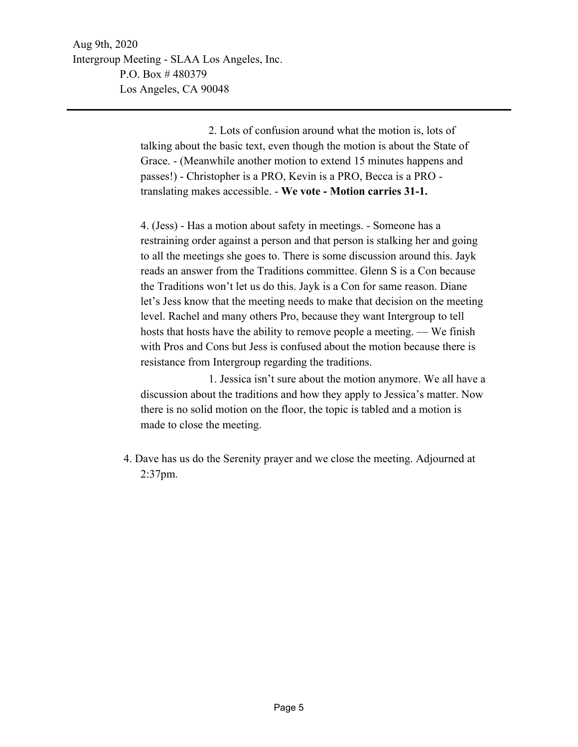2. Lots of confusion around what the motion is, lots of talking about the basic text, even though the motion is about the State of Grace. - (Meanwhile another motion to extend 15 minutes happens and passes!) - Christopher is a PRO, Kevin is a PRO, Becca is a PRO - translating makes accessible. - **We vote - Motion carries 31-1.**

4. (Jess) - Has a motion about safety in meetings. - Someone has a restraining order against a person and that person is stalking her and going to all the meetings she goes to. There is some discussion around this. Jayk reads an answer from the Traditions committee. Glenn S is a Con because the Traditions won't let us do this. Jayk is a Con for same reason. Diane let's Jess know that the meeting needs to make that decision on the meeting level. Rachel and many others Pro, because they want Intergroup to tell hosts that hosts have the ability to remove people a meeting. — We finish with Pros and Cons but Jess is confused about the motion because there is resistance from Intergroup regarding the traditions.

1. Jessica isn't sure about the motion anymore. We all have a discussion about the traditions and how they apply to Jessica's matter. Now there is no solid motion on the floor, the topic is tabled and a motion is made to close the meeting.

4. Dave has us do the Serenity prayer and we close the meeting. Adjourned at 2:37pm.